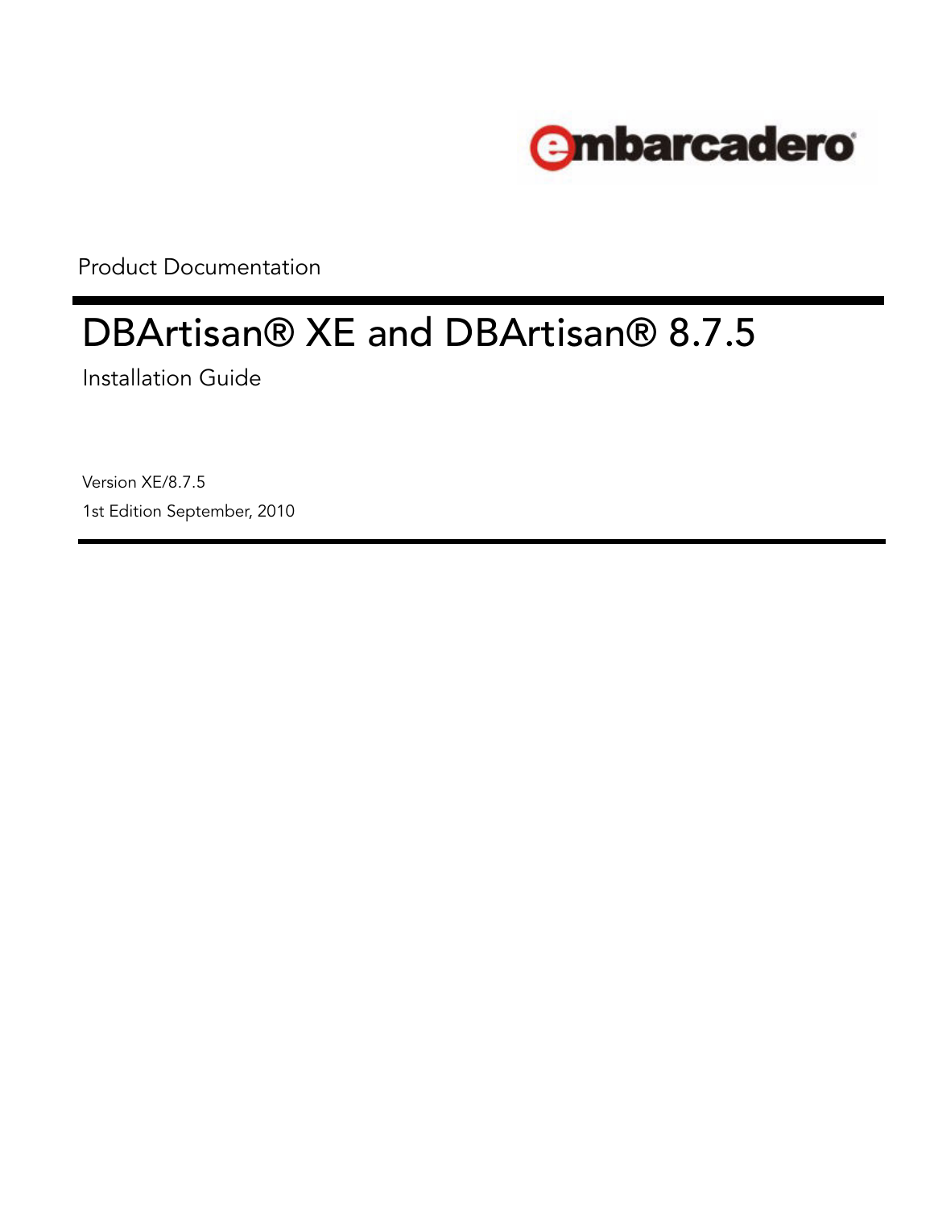embarcadero

Product Documentation

# DBArtisan® XE and DBArtisan® 8.7.5

Installation Guide

Version XE/8.7.5

1st Edition September, 2010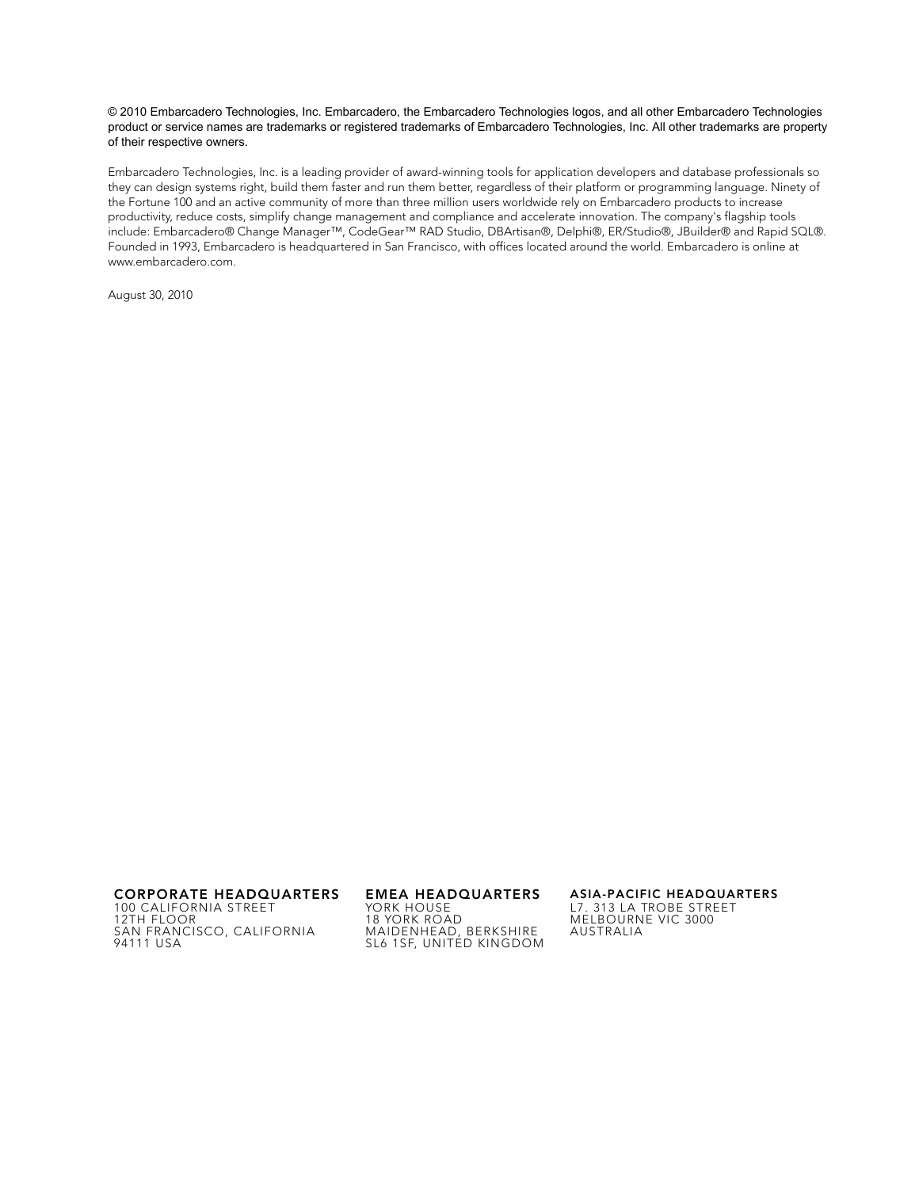© 2010 Embarcadero Technologies, Inc. Embarcadero, the Embarcadero Technologies logos, and all other Embarcadero Technologies product or service names are trademarks or registered trademarks of Embarcadero Technologies, Inc. All other trademarks are property of their respective owners.

Embarcadero Technologies, Inc. is a leading provider of award-winning tools for application developers and database professionals so they can design systems right, build them faster and run them better, regardless of their platform or programming language. Ninety of the Fortune 100 and an active community of more than three million users worldwide rely on Embarcadero products to increase productivity, reduce costs, simplify change management and compliance and accelerate innovation. The company's flagship tools include: Embarcadero® Change Manager™, CodeGear™ RAD Studio, DBArtisan®, Delphi®, ER/Studio®, JBuilder® and Rapid SQL®. Founded in 1993, Embarcadero is headquartered in San Francisco, with offices located around the world. Embarcadero is online at www.embarcadero.com.

August 30, 2010

**CORPORATE HEADQUARTERS**
100 CALIFORNIA STREET
12TH FLOOR
SAN FRANCISCO, CALIFORNIA
94111 USA

**EMEA HEADQUARTERS**
YORK HOUSE
18 YORK ROAD
MAIDENHEAD, BERKSHIRE
SL6 1SF, UNITED KINGDOM

**ASIA-PACIFIC HEADQUARTERS**
L7. 313 LA TROBE STREET
MELBOURNE VIC 3000
AUSTRALIA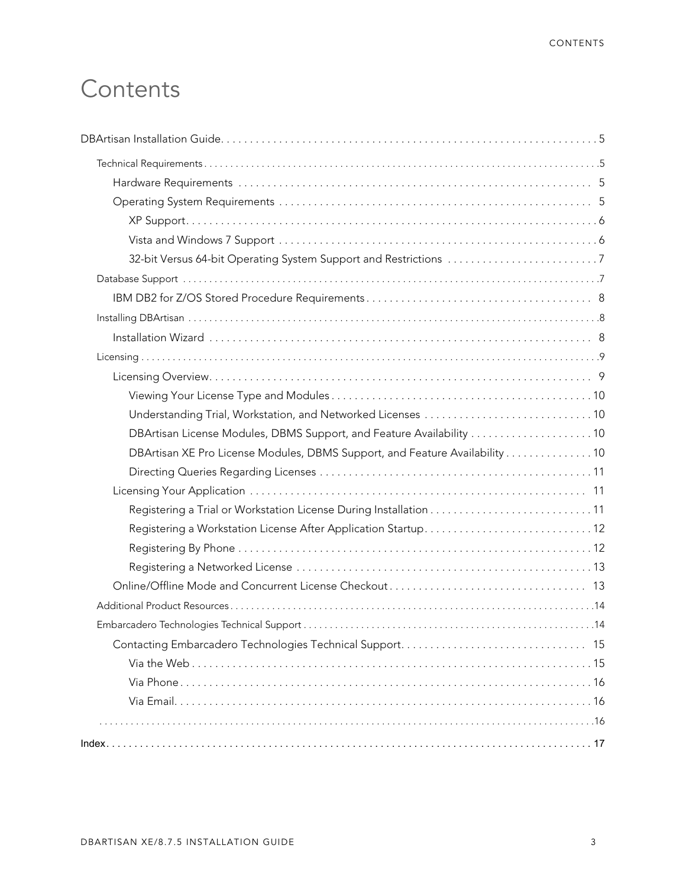# Contents

- DBArtisan Installation Guide . . . . . 5
  - Technical Requirements . . . . . 5
    - Hardware Requirements . . . . . 5
    - Operating System Requirements . . . . . 5
      - XP Support . . . . . 6
      - Vista and Windows 7 Support . . . . . 6
      - 32-bit Versus 64-bit Operating System Support and Restrictions . . . . . 7
  - Database Support . . . . . 7
    - IBM DB2 for Z/OS Stored Procedure Requirements . . . . . 8
  - Installing DBArtisan . . . . . 8
    - Installation Wizard . . . . . 8
  - Licensing . . . . . 9
    - Licensing Overview . . . . . 9
      - Viewing Your License Type and Modules . . . . . 10
      - Understanding Trial, Workstation, and Networked Licenses . . . . . 10
      - DBArtisan License Modules, DBMS Support, and Feature Availability . . . . . 10
      - DBArtisan XE Pro License Modules, DBMS Support, and Feature Availability . . . . . 10
      - Directing Queries Regarding Licenses . . . . . 11
    - Licensing Your Application . . . . . 11
      - Registering a Trial or Workstation License During Installation . . . . . 11
      - Registering a Workstation License After Application Startup . . . . . 12
      - Registering By Phone . . . . . 12
      - Registering a Networked License . . . . . 13
    - Online/Offline Mode and Concurrent License Checkout . . . . . 13
  - Additional Product Resources . . . . . 14
  - Embarcadero Technologies Technical Support . . . . . 14
    - Contacting Embarcadero Technologies Technical Support . . . . . 15
      - Via the Web . . . . . 15
      - Via Phone . . . . . 16
      - Via Email . . . . . 16
  - . . . . . 16
- Index . . . . . 17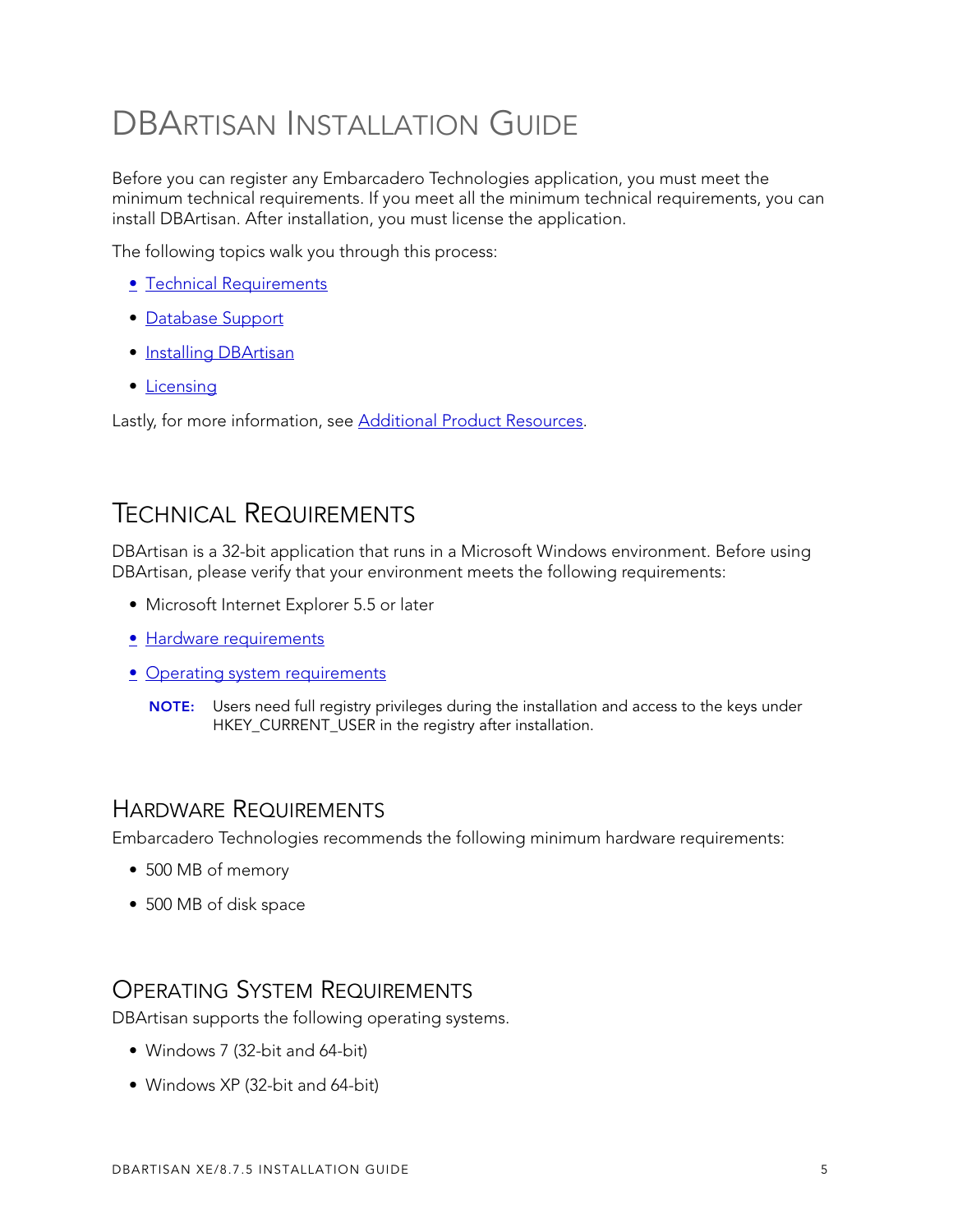# DBArtisan Installation Guide

Before you can register any Embarcadero Technologies application, you must meet the minimum technical requirements. If you meet all the minimum technical requirements, you can install DBArtisan. After installation, you must license the application.

The following topics walk you through this process:

- Technical Requirements
- Database Support
- Installing DBArtisan
- Licensing

Lastly, for more information, see Additional Product Resources.

## Technical Requirements

DBArtisan is a 32-bit application that runs in a Microsoft Windows environment. Before using DBArtisan, please verify that your environment meets the following requirements:

- Microsoft Internet Explorer 5.5 or later
- Hardware requirements
- Operating system requirements

**NOTE:** Users need full registry privileges during the installation and access to the keys under HKEY_CURRENT_USER in the registry after installation.

### Hardware Requirements

Embarcadero Technologies recommends the following minimum hardware requirements:

- 500 MB of memory
- 500 MB of disk space

### Operating System Requirements

DBArtisan supports the following operating systems.

- Windows 7 (32-bit and 64-bit)
- Windows XP (32-bit and 64-bit)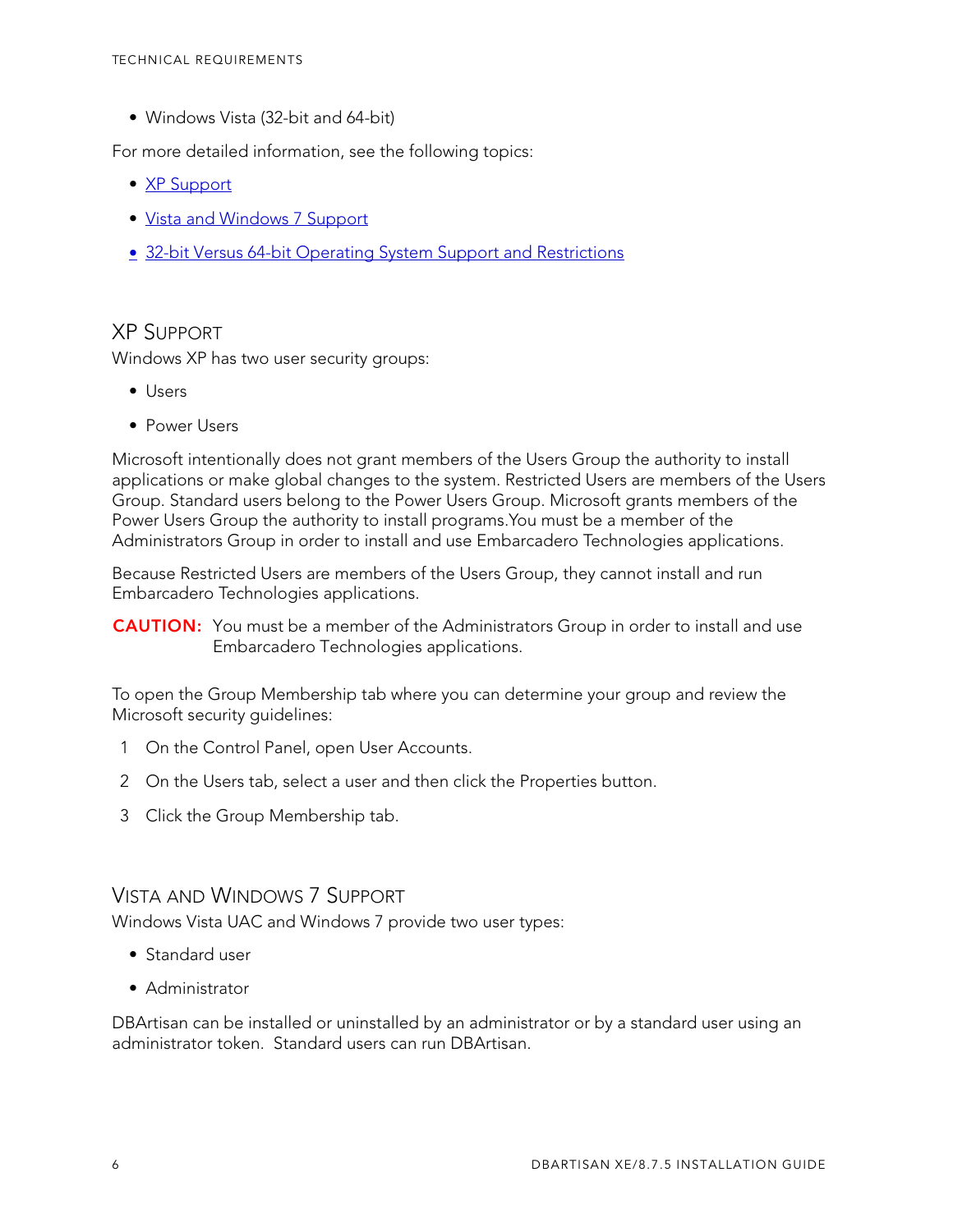- Windows Vista (32-bit and 64-bit)

For more detailed information, see the following topics:

- XP Support
- Vista and Windows 7 Support
- 32-bit Versus 64-bit Operating System Support and Restrictions

## XP Support

Windows XP has two user security groups:

- Users
- Power Users

Microsoft intentionally does not grant members of the Users Group the authority to install applications or make global changes to the system. Restricted Users are members of the Users Group. Standard users belong to the Power Users Group. Microsoft grants members of the Power Users Group the authority to install programs.You must be a member of the Administrators Group in order to install and use Embarcadero Technologies applications.

Because Restricted Users are members of the Users Group, they cannot install and run Embarcadero Technologies applications.

**CAUTION:** You must be a member of the Administrators Group in order to install and use Embarcadero Technologies applications.

To open the Group Membership tab where you can determine your group and review the Microsoft security guidelines:

1. On the Control Panel, open User Accounts.
2. On the Users tab, select a user and then click the Properties button.
3. Click the Group Membership tab.

## Vista and Windows 7 Support

Windows Vista UAC and Windows 7 provide two user types:

- Standard user
- Administrator

DBArtisan can be installed or uninstalled by an administrator or by a standard user using an administrator token. Standard users can run DBArtisan.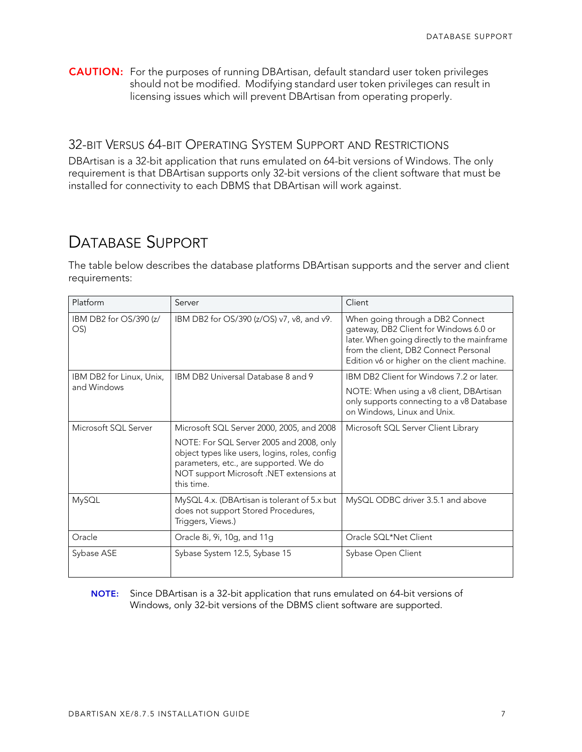**CAUTION:** For the purposes of running DBArtisan, default standard user token privileges should not be modified. Modifying standard user token privileges can result in licensing issues which will prevent DBArtisan from operating properly.

### 32-bit Versus 64-bit Operating System Support and Restrictions

DBArtisan is a 32-bit application that runs emulated on 64-bit versions of Windows. The only requirement is that DBArtisan supports only 32-bit versions of the client software that must be installed for connectivity to each DBMS that DBArtisan will work against.

## Database Support

The table below describes the database platforms DBArtisan supports and the server and client requirements:

| Platform | Server | Client |
|---|---|---|
| IBM DB2 for OS/390 (z/OS) | IBM DB2 for OS/390 (z/OS) v7, v8, and v9. | When going through a DB2 Connect gateway, DB2 Client for Windows 6.0 or later. When going directly to the mainframe from the client, DB2 Connect Personal Edition v6 or higher on the client machine. |
| IBM DB2 for Linux, Unix, and Windows | IBM DB2 Universal Database 8 and 9 | IBM DB2 Client for Windows 7.2 or later.<br>NOTE: When using a v8 client, DBArtisan only supports connecting to a v8 Database on Windows, Linux and Unix. |
| Microsoft SQL Server | Microsoft SQL Server 2000, 2005, and 2008<br>NOTE: For SQL Server 2005 and 2008, only object types like users, logins, roles, config parameters, etc., are supported. We do NOT support Microsoft .NET extensions at this time. | Microsoft SQL Server Client Library |
| MySQL | MySQL 4.x. (DBArtisan is tolerant of 5.x but does not support Stored Procedures, Triggers, Views.) | MySQL ODBC driver 3.5.1 and above |
| Oracle | Oracle 8i, 9i, 10g, and 11g | Oracle SQL*Net Client |
| Sybase ASE | Sybase System 12.5, Sybase 15 | Sybase Open Client |

**NOTE:** Since DBArtisan is a 32-bit application that runs emulated on 64-bit versions of Windows, only 32-bit versions of the DBMS client software are supported.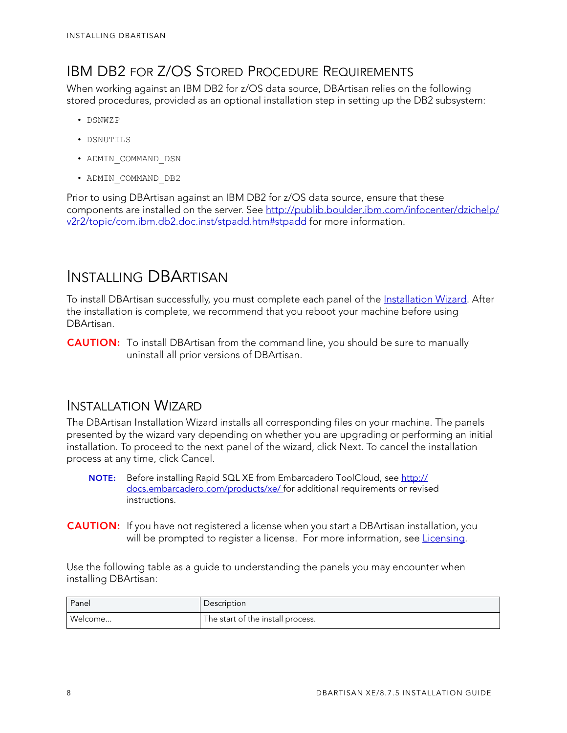## IBM DB2 for z/OS Stored Procedure Requirements

When working against an IBM DB2 for z/OS data source, DBArtisan relies on the following stored procedures, provided as an optional installation step in setting up the DB2 subsystem:

- DSNWZP
- DSNUTILS
- ADMIN_COMMAND_DSN
- ADMIN_COMMAND_DB2

Prior to using DBArtisan against an IBM DB2 for z/OS data source, ensure that these components are installed on the server. See http://publib.boulder.ibm.com/infocenter/dzichelp/v2r2/topic/com.ibm.db2.doc.inst/stpadd.htm#stpadd for more information.

# Installing DBArtisan

To install DBArtisan successfully, you must complete each panel of the Installation Wizard. After the installation is complete, we recommend that you reboot your machine before using DBArtisan.

**CAUTION:** To install DBArtisan from the command line, you should be sure to manually uninstall all prior versions of DBArtisan.

## Installation Wizard

The DBArtisan Installation Wizard installs all corresponding files on your machine. The panels presented by the wizard vary depending on whether you are upgrading or performing an initial installation. To proceed to the next panel of the wizard, click Next. To cancel the installation process at any time, click Cancel.

> **NOTE:** Before installing Rapid SQL XE from Embarcadero ToolCloud, see http://docs.embarcadero.com/products/xe/ for additional requirements or revised instructions.

**CAUTION:** If you have not registered a license when you start a DBArtisan installation, you will be prompted to register a license. For more information, see Licensing.

Use the following table as a guide to understanding the panels you may encounter when installing DBArtisan:

| Panel | Description |
| --- | --- |
| Welcome... | The start of the install process. |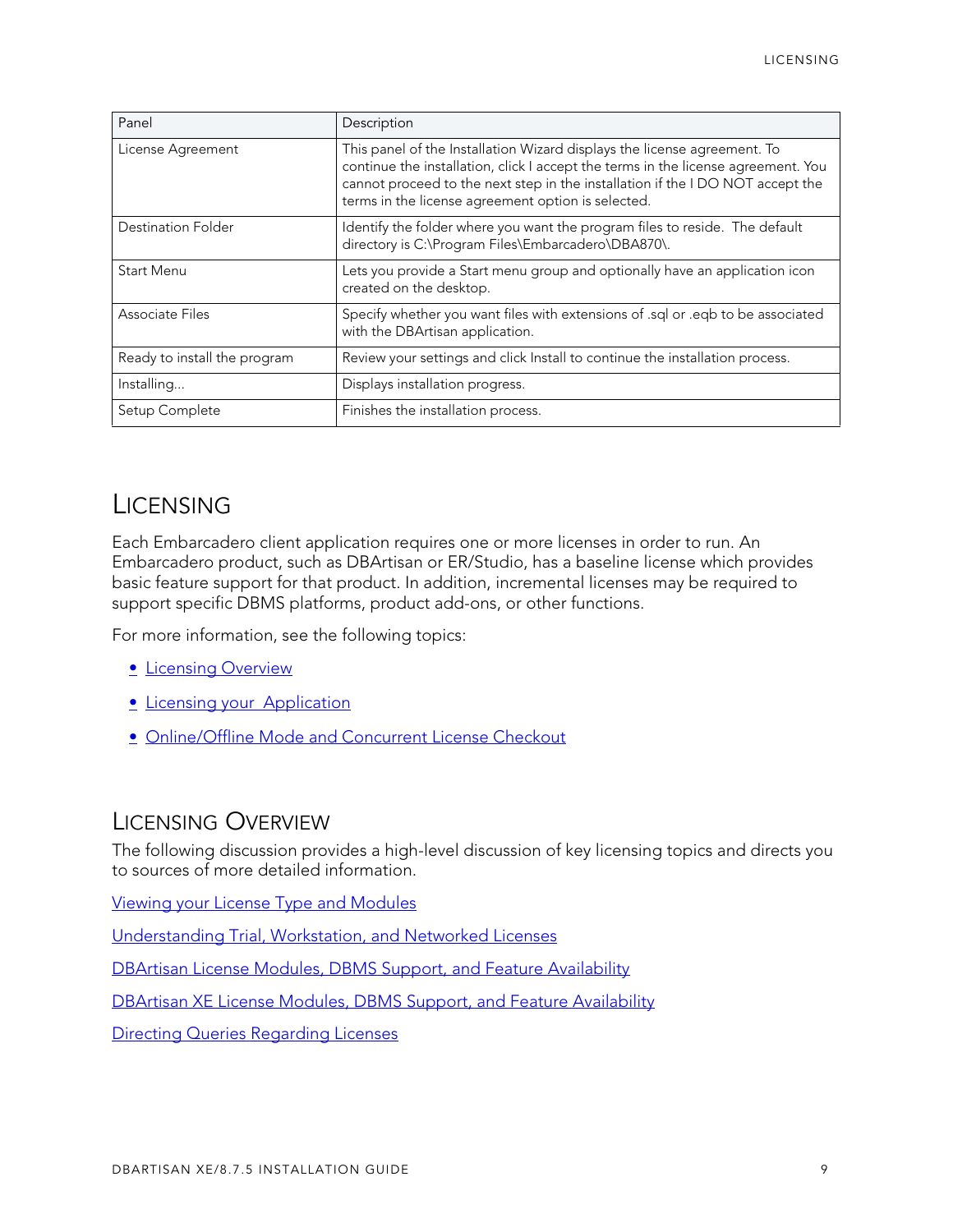| Panel | Description |
| --- | --- |
| License Agreement | This panel of the Installation Wizard displays the license agreement. To continue the installation, click I accept the terms in the license agreement. You cannot proceed to the next step in the installation if the I DO NOT accept the terms in the license agreement option is selected. |
| Destination Folder | Identify the folder where you want the program files to reside. The default directory is C:\Program Files\Embarcadero\DBA870\. |
| Start Menu | Lets you provide a Start menu group and optionally have an application icon created on the desktop. |
| Associate Files | Specify whether you want files with extensions of .sql or .eqb to be associated with the DBArtisan application. |
| Ready to install the program | Review your settings and click Install to continue the installation process. |
| Installing... | Displays installation progress. |
| Setup Complete | Finishes the installation process. |

# Licensing

Each Embarcadero client application requires one or more licenses in order to run. An Embarcadero product, such as DBArtisan or ER/Studio, has a baseline license which provides basic feature support for that product. In addition, incremental licenses may be required to support specific DBMS platforms, product add-ons, or other functions.

For more information, see the following topics:

- Licensing Overview
- Licensing your Application
- Online/Offline Mode and Concurrent License Checkout

## Licensing Overview

The following discussion provides a high-level discussion of key licensing topics and directs you to sources of more detailed information.

Viewing your License Type and Modules

Understanding Trial, Workstation, and Networked Licenses

DBArtisan License Modules, DBMS Support, and Feature Availability

DBArtisan XE License Modules, DBMS Support, and Feature Availability

Directing Queries Regarding Licenses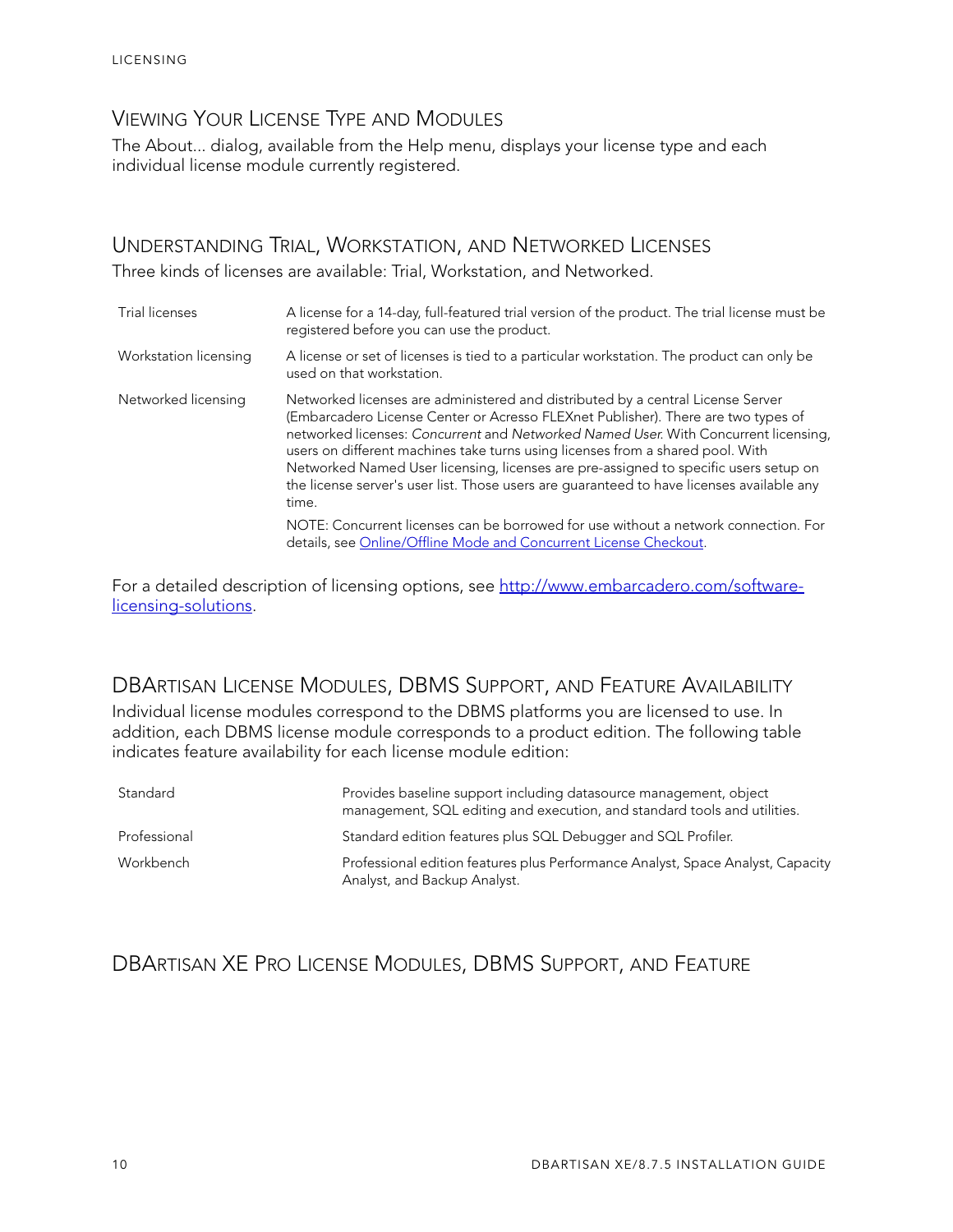## Viewing Your License Type and Modules

The About... dialog, available from the Help menu, displays your license type and each individual license module currently registered.

## Understanding Trial, Workstation, and Networked Licenses

Three kinds of licenses are available: Trial, Workstation, and Networked.

| | |
|---|---|
| Trial licenses | A license for a 14-day, full-featured trial version of the product. The trial license must be registered before you can use the product. |
| Workstation licensing | A license or set of licenses is tied to a particular workstation. The product can only be used on that workstation. |
| Networked licensing | Networked licenses are administered and distributed by a central License Server (Embarcadero License Center or Acresso FLEXnet Publisher). There are two types of networked licenses: *Concurrent* and *Networked Named User*. With Concurrent licensing, users on different machines take turns using licenses from a shared pool. With Networked Named User licensing, licenses are pre-assigned to specific users setup on the license server's user list. Those users are guaranteed to have licenses available any time.<br><br>NOTE: Concurrent licenses can be borrowed for use without a network connection. For details, see [Online/Offline Mode and Concurrent License Checkout](). |

For a detailed description of licensing options, see [http://www.embarcadero.com/software-licensing-solutions](http://www.embarcadero.com/software-licensing-solutions).

## DBArtisan License Modules, DBMS Support, and Feature Availability

Individual license modules correspond to the DBMS platforms you are licensed to use. In addition, each DBMS license module corresponds to a product edition. The following table indicates feature availability for each license module edition:

| | |
|---|---|
| Standard | Provides baseline support including datasource management, object management, SQL editing and execution, and standard tools and utilities. |
| Professional | Standard edition features plus SQL Debugger and SQL Profiler. |
| Workbench | Professional edition features plus Performance Analyst, Space Analyst, Capacity Analyst, and Backup Analyst. |

## DBArtisan XE Pro License Modules, DBMS Support, and Feature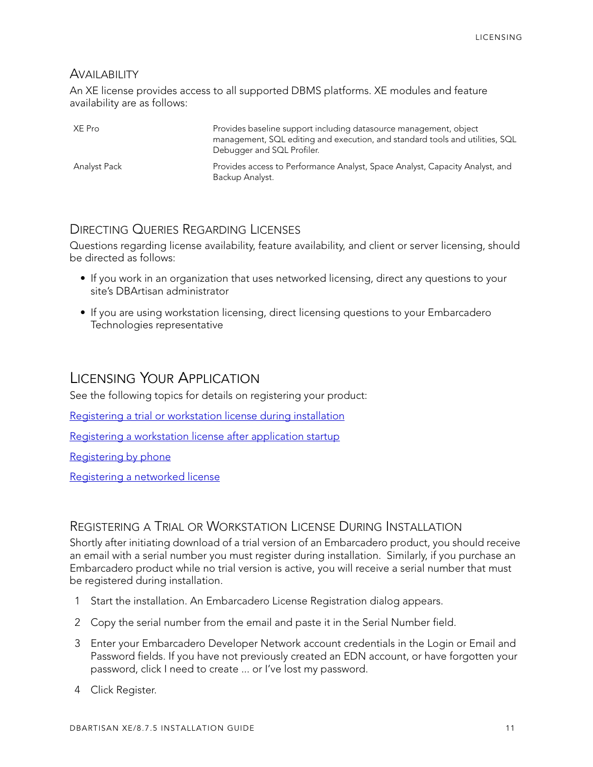### Availability

An XE license provides access to all supported DBMS platforms. XE modules and feature availability are as follows:

| | |
|---|---|
| XE Pro | Provides baseline support including datasource management, object management, SQL editing and execution, and standard tools and utilities, SQL Debugger and SQL Profiler. |
| Analyst Pack | Provides access to Performance Analyst, Space Analyst, Capacity Analyst, and Backup Analyst. |

### Directing Queries Regarding Licenses

Questions regarding license availability, feature availability, and client or server licensing, should be directed as follows:

- If you work in an organization that uses networked licensing, direct any questions to your site's DBArtisan administrator
- If you are using workstation licensing, direct licensing questions to your Embarcadero Technologies representative

## Licensing Your Application

See the following topics for details on registering your product:

Registering a trial or workstation license during installation

Registering a workstation license after application startup

Registering by phone

Registering a networked license

### Registering a Trial or Workstation License During Installation

Shortly after initiating download of a trial version of an Embarcadero product, you should receive an email with a serial number you must register during installation. Similarly, if you purchase an Embarcadero product while no trial version is active, you will receive a serial number that must be registered during installation.

1. Start the installation. An Embarcadero License Registration dialog appears.
2. Copy the serial number from the email and paste it in the Serial Number field.
3. Enter your Embarcadero Developer Network account credentials in the Login or Email and Password fields. If you have not previously created an EDN account, or have forgotten your password, click I need to create ... or I've lost my password.
4. Click Register.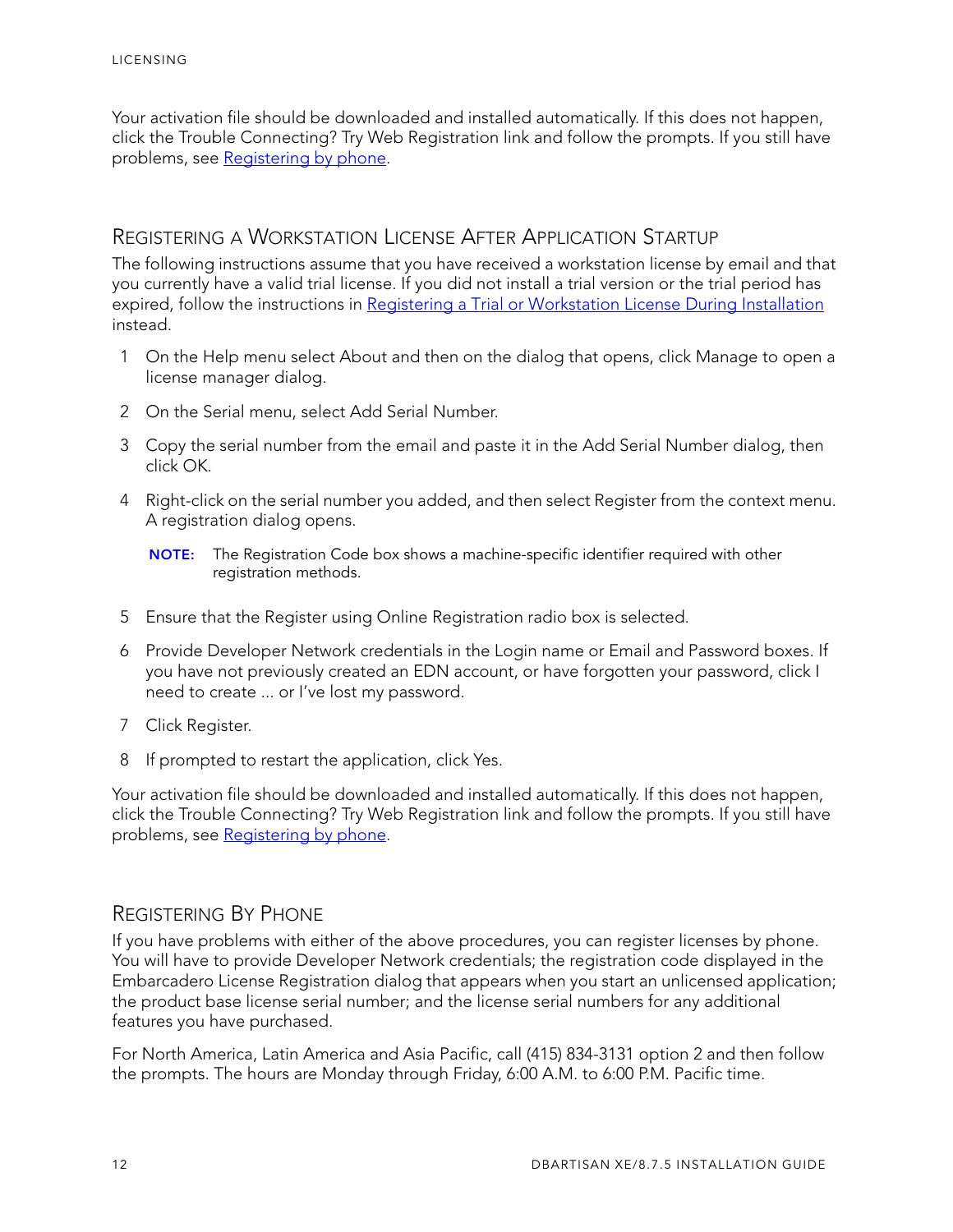Your activation file should be downloaded and installed automatically. If this does not happen, click the Trouble Connecting? Try Web Registration link and follow the prompts. If you still have problems, see Registering by phone.

## Registering a Workstation License After Application Startup

The following instructions assume that you have received a workstation license by email and that you currently have a valid trial license. If you did not install a trial version or the trial period has expired, follow the instructions in Registering a Trial or Workstation License During Installation instead.

1. On the Help menu select About and then on the dialog that opens, click Manage to open a license manager dialog.
2. On the Serial menu, select Add Serial Number.
3. Copy the serial number from the email and paste it in the Add Serial Number dialog, then click OK.
4. Right-click on the serial number you added, and then select Register from the context menu. A registration dialog opens.

   **NOTE:** The Registration Code box shows a machine-specific identifier required with other registration methods.

5. Ensure that the Register using Online Registration radio box is selected.
6. Provide Developer Network credentials in the Login name or Email and Password boxes. If you have not previously created an EDN account, or have forgotten your password, click I need to create ... or I've lost my password.
7. Click Register.
8. If prompted to restart the application, click Yes.

Your activation file should be downloaded and installed automatically. If this does not happen, click the Trouble Connecting? Try Web Registration link and follow the prompts. If you still have problems, see Registering by phone.

## Registering By Phone

If you have problems with either of the above procedures, you can register licenses by phone. You will have to provide Developer Network credentials; the registration code displayed in the Embarcadero License Registration dialog that appears when you start an unlicensed application; the product base license serial number; and the license serial numbers for any additional features you have purchased.

For North America, Latin America and Asia Pacific, call (415) 834-3131 option 2 and then follow the prompts. The hours are Monday through Friday, 6:00 A.M. to 6:00 P.M. Pacific time.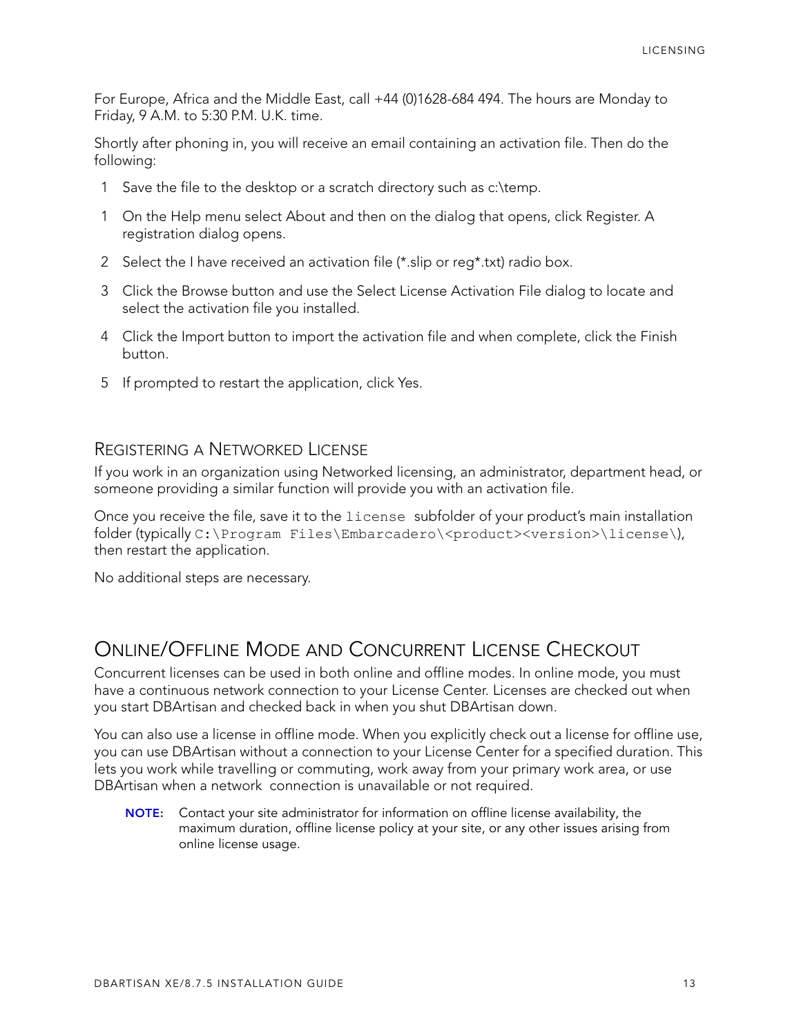For Europe, Africa and the Middle East, call +44 (0)1628-684 494. The hours are Monday to Friday, 9 A.M. to 5:30 P.M. U.K. time.

Shortly after phoning in, you will receive an email containing an activation file. Then do the following:

1 Save the file to the desktop or a scratch directory such as c:\temp.

1 On the Help menu select About and then on the dialog that opens, click Register. A registration dialog opens.

2 Select the I have received an activation file (*.slip or reg*.txt) radio box.

3 Click the Browse button and use the Select License Activation File dialog to locate and select the activation file you installed.

4 Click the Import button to import the activation file and when complete, click the Finish button.

5 If prompted to restart the application, click Yes.

### Registering a Networked License

If you work in an organization using Networked licensing, an administrator, department head, or someone providing a similar function will provide you with an activation file.

Once you receive the file, save it to the `license` subfolder of your product's main installation folder (typically `C:\Program Files\Embarcadero\<product><version>\license\`), then restart the application.

No additional steps are necessary.

## Online/Offline Mode and Concurrent License Checkout

Concurrent licenses can be used in both online and offline modes. In online mode, you must have a continuous network connection to your License Center. Licenses are checked out when you start DBArtisan and checked back in when you shut DBArtisan down.

You can also use a license in offline mode. When you explicitly check out a license for offline use, you can use DBArtisan without a connection to your License Center for a specified duration. This lets you work while travelling or commuting, work away from your primary work area, or use DBArtisan when a network connection is unavailable or not required.

> **NOTE:** Contact your site administrator for information on offline license availability, the maximum duration, offline license policy at your site, or any other issues arising from online license usage.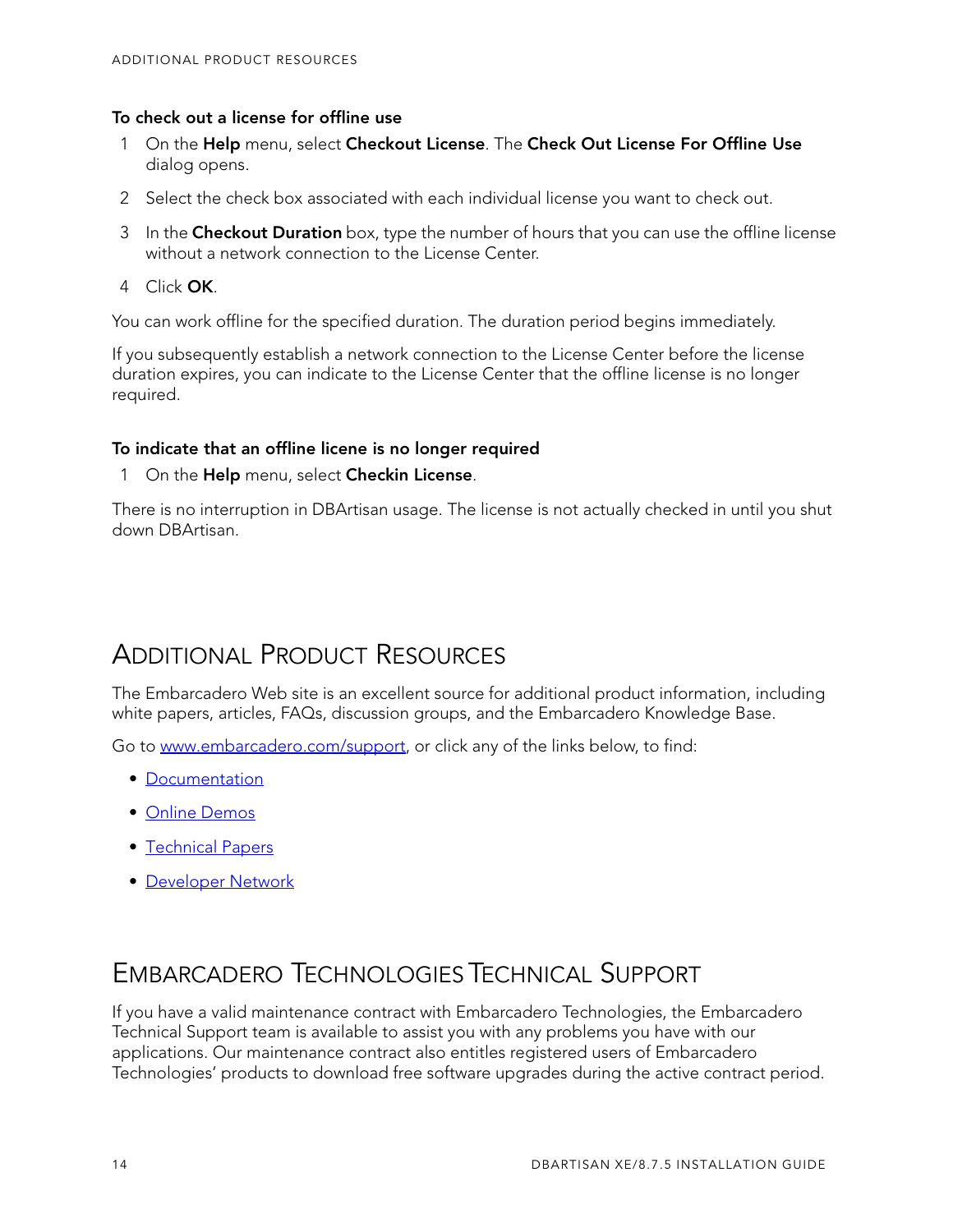**To check out a license for offline use**

1. On the **Help** menu, select **Checkout License**. The **Check Out License For Offline Use** dialog opens.
2. Select the check box associated with each individual license you want to check out.
3. In the **Checkout Duration** box, type the number of hours that you can use the offline license without a network connection to the License Center.
4. Click **OK**.

You can work offline for the specified duration. The duration period begins immediately.

If you subsequently establish a network connection to the License Center before the license duration expires, you can indicate to the License Center that the offline license is no longer required.

**To indicate that an offline licene is no longer required**

1. On the **Help** menu, select **Checkin License**.

There is no interruption in DBArtisan usage. The license is not actually checked in until you shut down DBArtisan.

## Additional Product Resources

The Embarcadero Web site is an excellent source for additional product information, including white papers, articles, FAQs, discussion groups, and the Embarcadero Knowledge Base.

Go to www.embarcadero.com/support, or click any of the links below, to find:

- Documentation
- Online Demos
- Technical Papers
- Developer Network

## Embarcadero Technologies Technical Support

If you have a valid maintenance contract with Embarcadero Technologies, the Embarcadero Technical Support team is available to assist you with any problems you have with our applications. Our maintenance contract also entitles registered users of Embarcadero Technologies' products to download free software upgrades during the active contract period.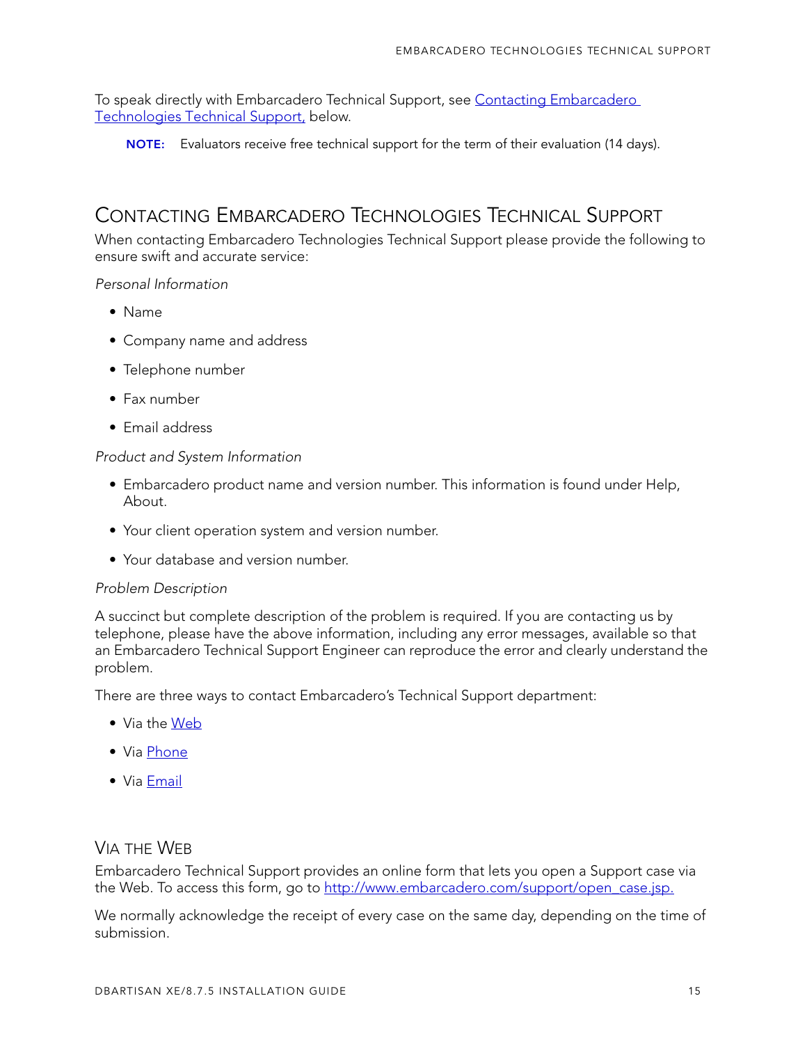To speak directly with Embarcadero Technical Support, see [Contacting Embarcadero Technologies Technical Support,](#) below.

**NOTE:** Evaluators receive free technical support for the term of their evaluation (14 days).

## Contacting Embarcadero Technologies Technical Support

When contacting Embarcadero Technologies Technical Support please provide the following to ensure swift and accurate service:

*Personal Information*

- Name
- Company name and address
- Telephone number
- Fax number
- Email address

*Product and System Information*

- Embarcadero product name and version number. This information is found under Help, About.
- Your client operation system and version number.
- Your database and version number.

*Problem Description*

A succinct but complete description of the problem is required. If you are contacting us by telephone, please have the above information, including any error messages, available so that an Embarcadero Technical Support Engineer can reproduce the error and clearly understand the problem.

There are three ways to contact Embarcadero's Technical Support department:

- Via the [Web](#)
- Via [Phone](#)
- Via [Email](#)

### Via the Web

Embarcadero Technical Support provides an online form that lets you open a Support case via the Web. To access this form, go to [http://www.embarcadero.com/support/open_case.jsp.](http://www.embarcadero.com/support/open_case.jsp)

We normally acknowledge the receipt of every case on the same day, depending on the time of submission.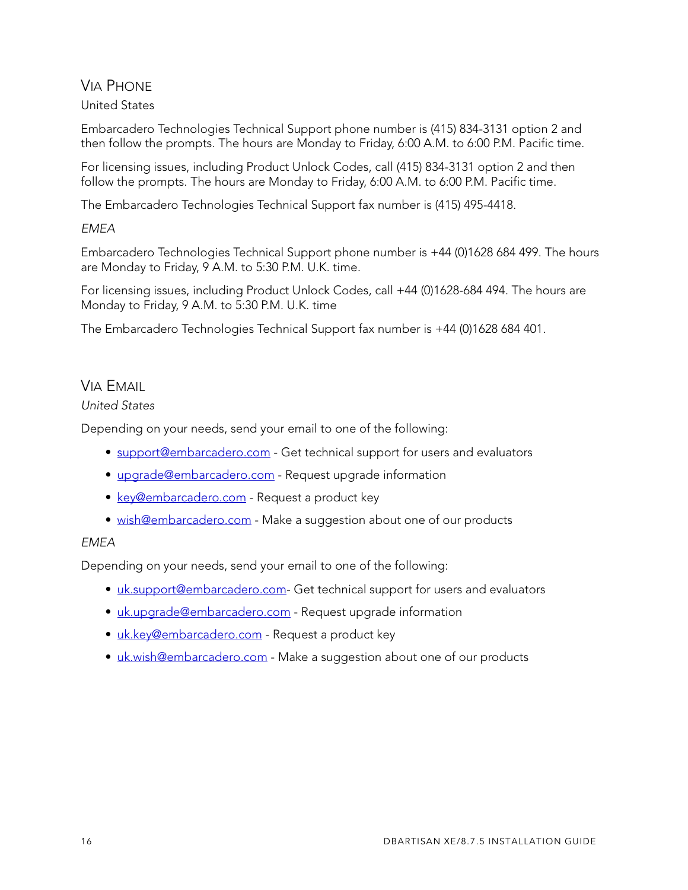### Via Phone

United States

Embarcadero Technologies Technical Support phone number is (415) 834-3131 option 2 and then follow the prompts. The hours are Monday to Friday, 6:00 A.M. to 6:00 P.M. Pacific time.

For licensing issues, including Product Unlock Codes, call (415) 834-3131 option 2 and then follow the prompts. The hours are Monday to Friday, 6:00 A.M. to 6:00 P.M. Pacific time.

The Embarcadero Technologies Technical Support fax number is (415) 495-4418.

*EMEA*

Embarcadero Technologies Technical Support phone number is +44 (0)1628 684 499. The hours are Monday to Friday, 9 A.M. to 5:30 P.M. U.K. time.

For licensing issues, including Product Unlock Codes, call +44 (0)1628-684 494. The hours are Monday to Friday, 9 A.M. to 5:30 P.M. U.K. time

The Embarcadero Technologies Technical Support fax number is +44 (0)1628 684 401.

### Via Email

*United States*

Depending on your needs, send your email to one of the following:

- support@embarcadero.com - Get technical support for users and evaluators
- upgrade@embarcadero.com - Request upgrade information
- key@embarcadero.com - Request a product key
- wish@embarcadero.com - Make a suggestion about one of our products

*EMEA*

Depending on your needs, send your email to one of the following:

- uk.support@embarcadero.com- Get technical support for users and evaluators
- uk.upgrade@embarcadero.com - Request upgrade information
- uk.key@embarcadero.com - Request a product key
- uk.wish@embarcadero.com - Make a suggestion about one of our products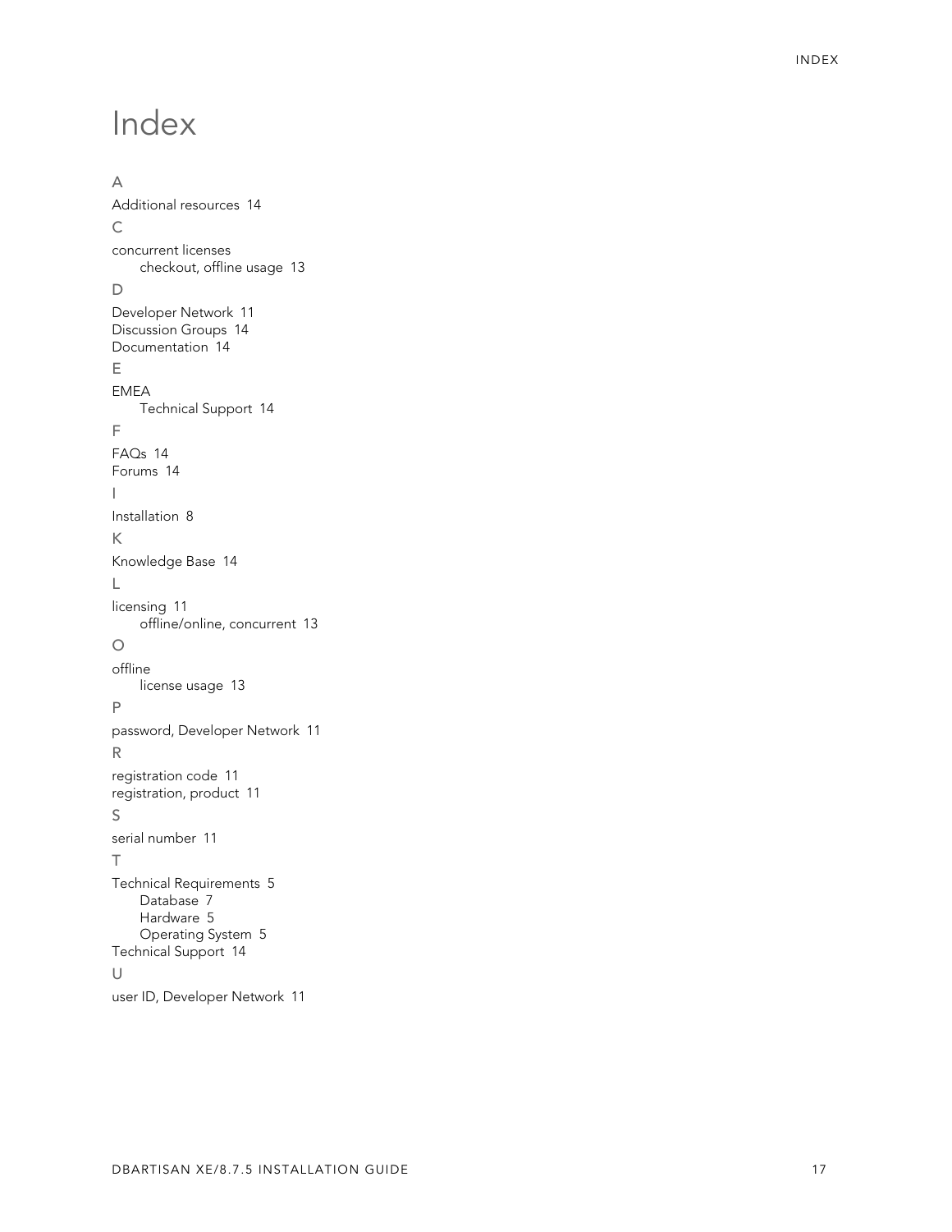# Index

A

Additional resources 14

C

concurrent licenses
- checkout, offline usage 13

D

Developer Network 11
Discussion Groups 14
Documentation 14

E

EMEA
- Technical Support 14

F

FAQs 14
Forums 14

I

Installation 8

K

Knowledge Base 14

L

licensing 11
- offline/online, concurrent 13

O

offline
- license usage 13

P

password, Developer Network 11

R

registration code 11
registration, product 11

S

serial number 11

T

Technical Requirements 5
- Database 7
- Hardware 5
- Operating System 5

Technical Support 14

U

user ID, Developer Network 11